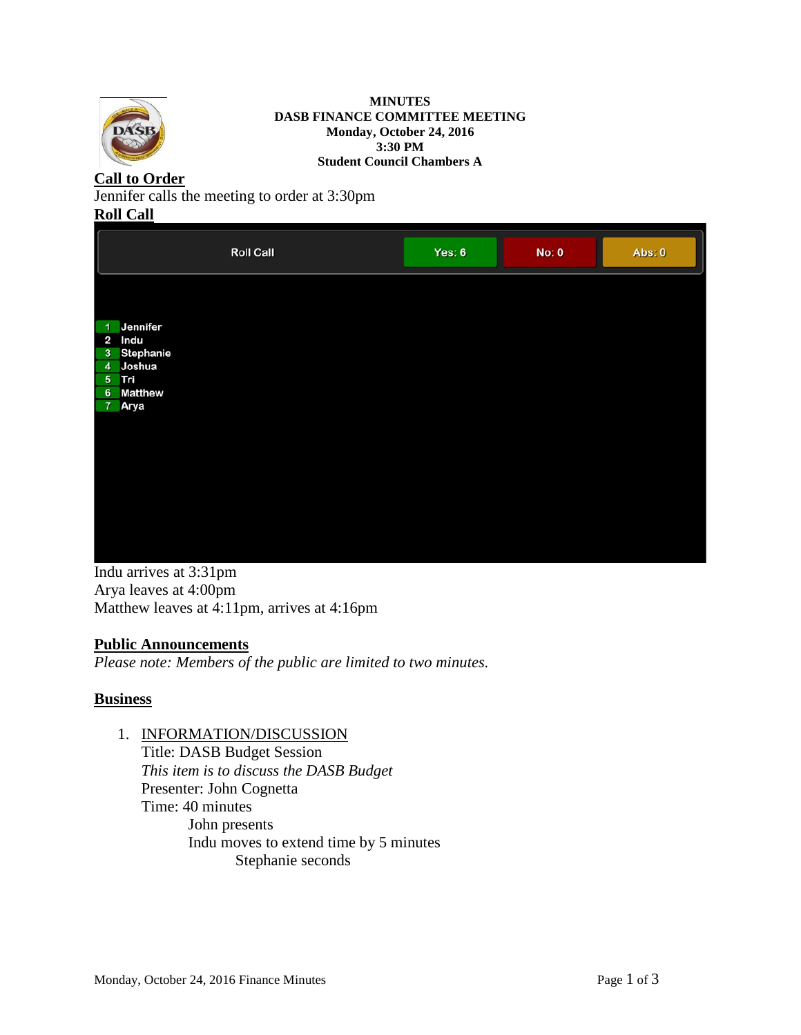**MINUTES**
**DASB FINANCE COMMITTEE MEETING**
**Monday, October 24, 2016**
**3:30 PM**
**Student Council Chambers A**

## Call to Order

Jennifer calls the meeting to order at 3:30pm

## Roll Call

| Roll Call | Yes: 6 | No: 0 | Abs: 0 |
|---|---|---|---|
| 1 Jennifer | | | |
| 2 Indu | | | |
| 3 Stephanie | | | |
| 4 Joshua | | | |
| 5 Tri | | | |
| 6 Matthew | | | |
| 7 Arya | | | |

Indu arrives at 3:31pm
Arya leaves at 4:00pm
Matthew leaves at 4:11pm, arrives at 4:16pm

## Public Announcements

*Please note: Members of the public are limited to two minutes.*

## Business

1. INFORMATION/DISCUSSION
   Title: DASB Budget Session
   *This item is to discuss the DASB Budget*
   Presenter: John Cognetta
   Time: 40 minutes
   - John presents
   - Indu moves to extend time by 5 minutes
     - Stephanie seconds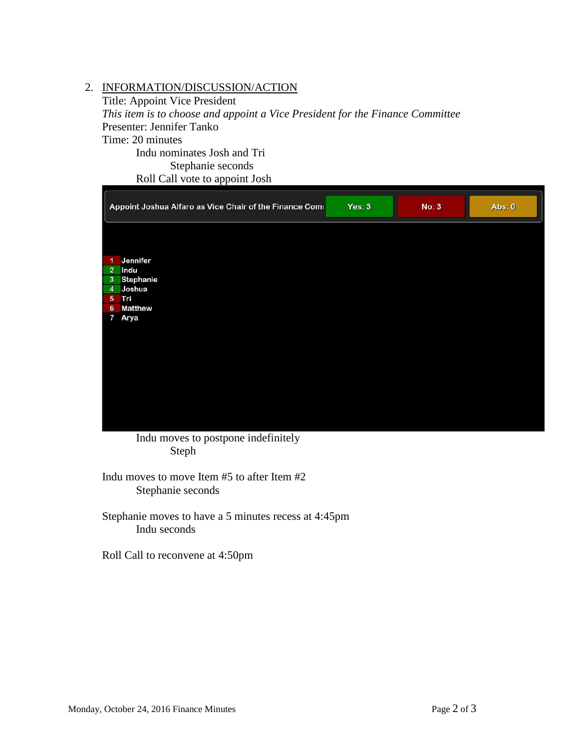2. INFORMATION/DISCUSSION/ACTION

Title: Appoint Vice President

*This item is to choose and appoint a Vice President for the Finance Committee*

Presenter: Jennifer Tanko

Time: 20 minutes

Indu nominates Josh and Tri

Stephanie seconds

Roll Call vote to appoint Josh

Appoint Joshua Alfaro as Vice Chair of the Finance Comi | Yes: 3 | No: 3 | Abs: 0

1 Jennifer
2 Indu
3 Stephanie
4 Joshua
5 Tri
6 Matthew
7 Arya

Indu moves to postpone indefinitely

Steph

Indu moves to move Item #5 to after Item #2

Stephanie seconds

Stephanie moves to have a 5 minutes recess at 4:45pm

Indu seconds

Roll Call to reconvene at 4:50pm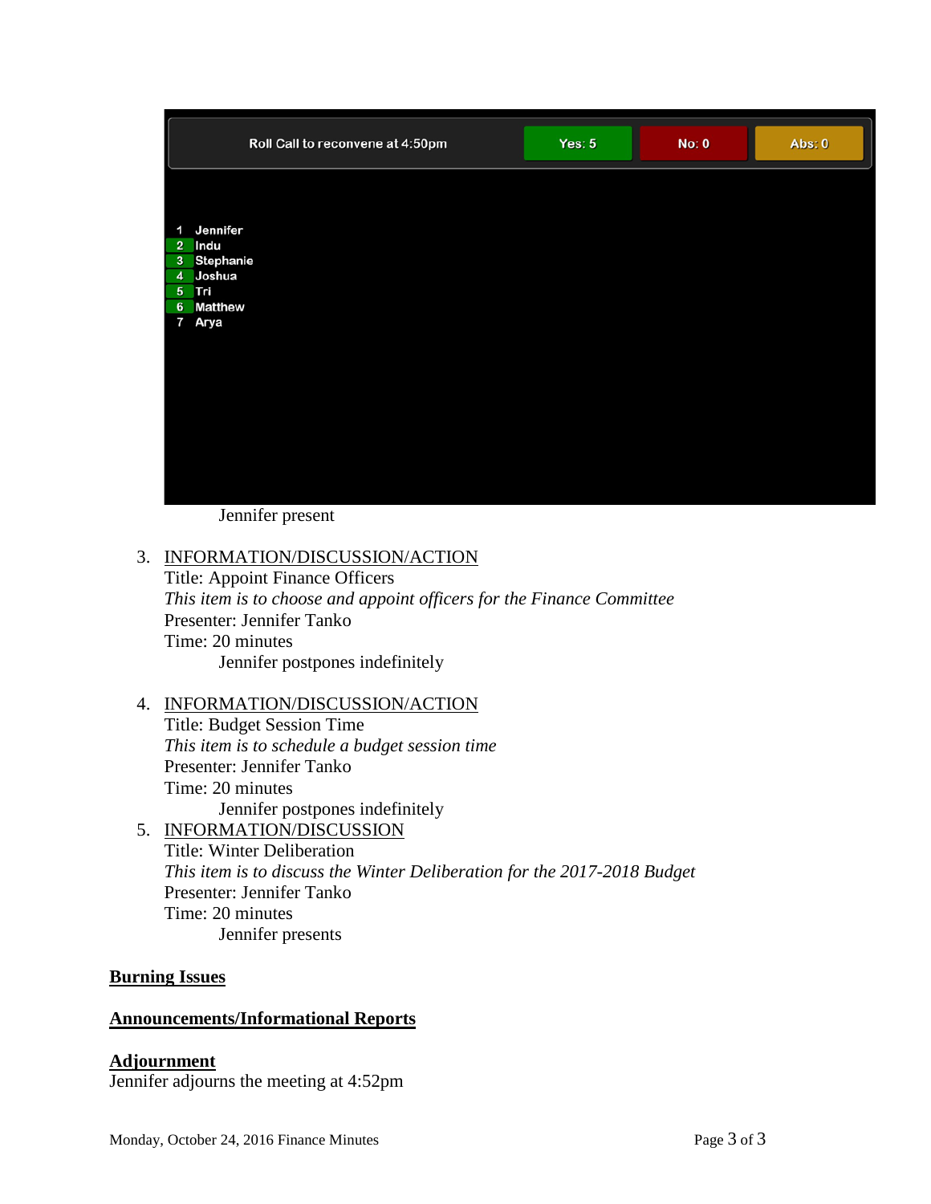Roll Call to reconvene at 4:50pm

Yes: 5

No: 0

Abs: 0

1 Jennifer
2 Indu
3 Stephanie
4 Joshua
5 Tri
6 Matthew
7 Arya

Jennifer present

3. INFORMATION/DISCUSSION/ACTION
   Title: Appoint Finance Officers
   *This item is to choose and appoint officers for the Finance Committee*
   Presenter: Jennifer Tanko
   Time: 20 minutes
   Jennifer postpones indefinitely

4. INFORMATION/DISCUSSION/ACTION
   Title: Budget Session Time
   *This item is to schedule a budget session time*
   Presenter: Jennifer Tanko
   Time: 20 minutes
   Jennifer postpones indefinitely

5. INFORMATION/DISCUSSION
   Title: Winter Deliberation
   *This item is to discuss the Winter Deliberation for the 2017-2018 Budget*
   Presenter: Jennifer Tanko
   Time: 20 minutes
   Jennifer presents

**Burning Issues**

**Announcements/Informational Reports**

**Adjournment**

Jennifer adjourns the meeting at 4:52pm